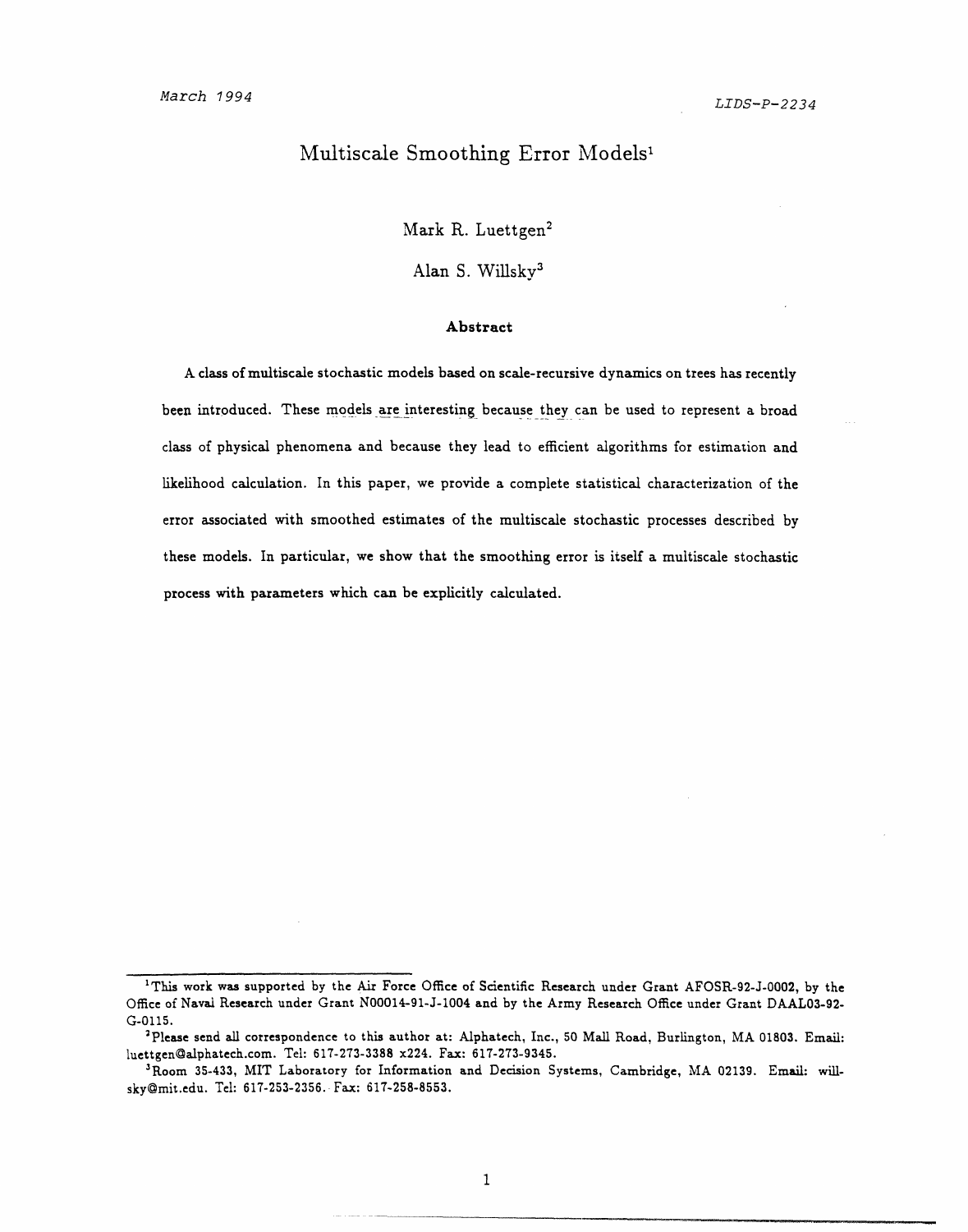March 1994 LIDS-P-2234

# Multiscale Smoothing Error Models[1]

Mark R. Luettgen[2]

Alan S. Willsky[3]

### Abstract

A class of multiscale stochastic models based on scale-recursive dynamics on trees has recently been introduced. These models are interesting because they can be used to represent a broad class of physical phenomena and because they lead to efficient algorithms for estimation and likelihood calculation. In this paper, we provide a complete statistical characterization of the error associated with smoothed estimates of the multiscale stochastic processes described by these models. In particular, we show that the smoothing error is itself a multiscale stochastic process with parameters which can be explicitly calculated.

---

[1] This work was supported by the Air Force Office of Scientific Research under Grant AFOSR-92-J-0002, by the Office of Naval Research under Grant N00014-91-J-1004 and by the Army Research Office under Grant DAAL03-92-G-0115.

[2] Please send all correspondence to this author at: Alphatech, Inc., 50 Mall Road, Burlington, MA 01803. Email: luettgen@alphatech.com. Tel: 617-273-3388 x224. Fax: 617-273-9345.

[3] Room 35-433, MIT Laboratory for Information and Decision Systems, Cambridge, MA 02139. Email: willsky@mit.edu. Tel: 617-253-2356. Fax: 617-258-8553.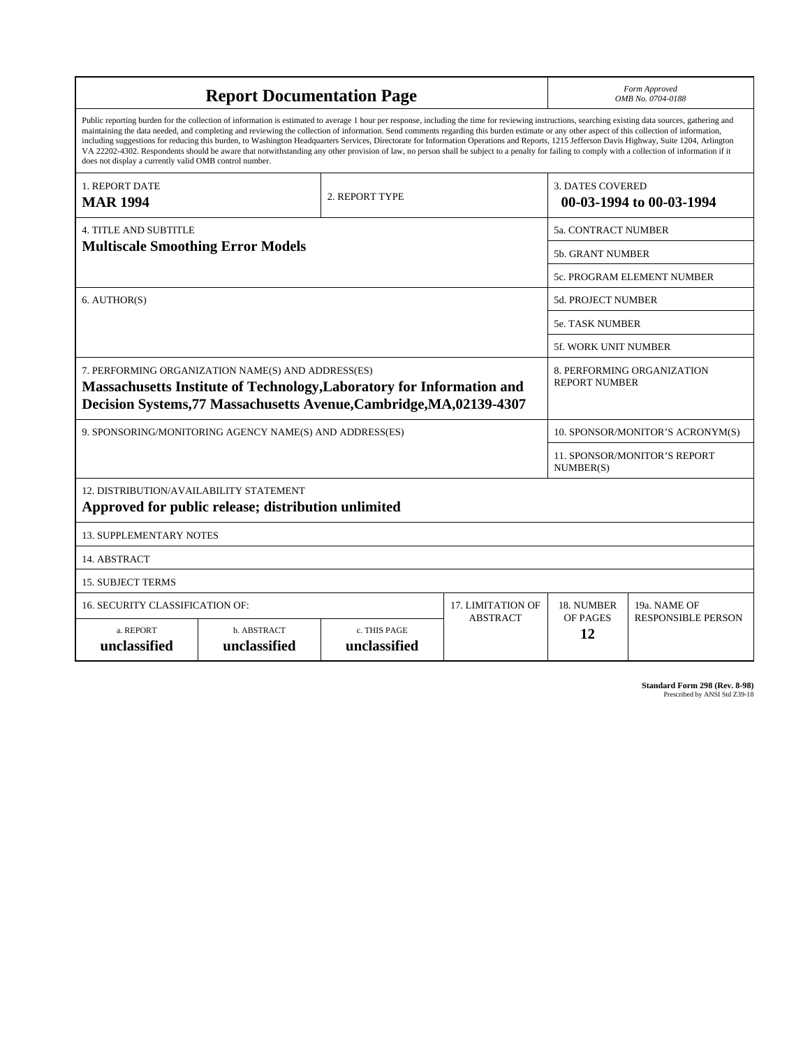# Report Documentation Page

*Form Approved*
*OMB No. 0704-0188*

Public reporting burden for the collection of information is estimated to average 1 hour per response, including the time for reviewing instructions, searching existing data sources, gathering and maintaining the data needed, and completing and reviewing the collection of information. Send comments regarding this burden estimate or any other aspect of this collection of information, including suggestions for reducing this burden, to Washington Headquarters Services, Directorate for Information Operations and Reports, 1215 Jefferson Davis Highway, Suite 1204, Arlington VA 22202-4302. Respondents should be aware that notwithstanding any other provision of law, no person shall be subject to a penalty for failing to comply with a collection of information if it does not display a currently valid OMB control number.

| 1. REPORT DATE | 2. REPORT TYPE | 3. DATES COVERED |
|---|---|---|
| **MAR 1994** | | **00-03-1994 to 00-03-1994** |

| 4. TITLE AND SUBTITLE | |
|---|---|
| **Multiscale Smoothing Error Models** | 5a. CONTRACT NUMBER |
| | 5b. GRANT NUMBER |
| | 5c. PROGRAM ELEMENT NUMBER |
| 6. AUTHOR(S) | 5d. PROJECT NUMBER |
| | 5e. TASK NUMBER |
| | 5f. WORK UNIT NUMBER |
| 7. PERFORMING ORGANIZATION NAME(S) AND ADDRESS(ES) **Massachusetts Institute of Technology,Laboratory for Information and Decision Systems,77 Massachusetts Avenue,Cambridge,MA,02139-4307** | 8. PERFORMING ORGANIZATION REPORT NUMBER |
| 9. SPONSORING/MONITORING AGENCY NAME(S) AND ADDRESS(ES) | 10. SPONSOR/MONITOR'S ACRONYM(S) |
| | 11. SPONSOR/MONITOR'S REPORT NUMBER(S) |

12. DISTRIBUTION/AVAILABILITY STATEMENT
**Approved for public release; distribution unlimited**

13. SUPPLEMENTARY NOTES

14. ABSTRACT

15. SUBJECT TERMS

| 16. SECURITY CLASSIFICATION OF: | | | 17. LIMITATION OF ABSTRACT | 18. NUMBER OF PAGES | 19a. NAME OF RESPONSIBLE PERSON |
|---|---|---|---|---|---|
| a. REPORT | b. ABSTRACT | c. THIS PAGE | | | |
| **unclassified** | **unclassified** | **unclassified** | | **12** | |

**Standard Form 298 (Rev. 8-98)**
Prescribed by ANSI Std Z39-18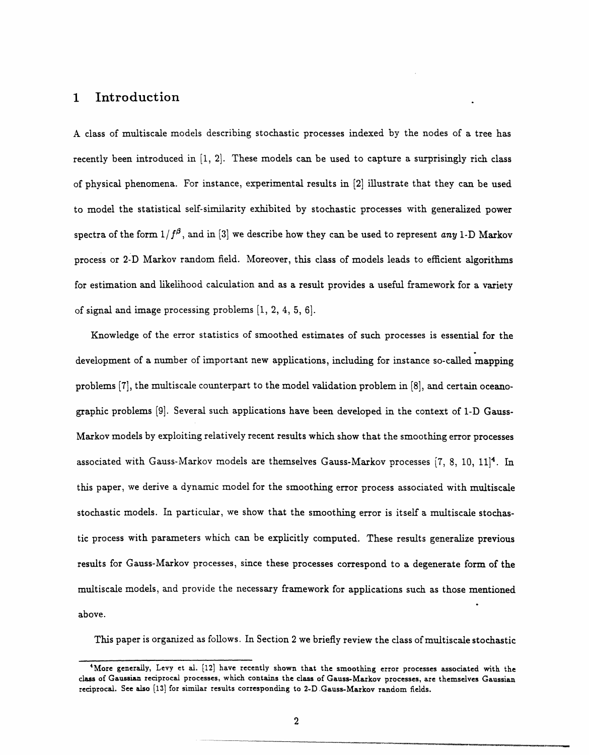# 1 Introduction

A class of multiscale models describing stochastic processes indexed by the nodes of a tree has recently been introduced in [1, 2]. These models can be used to capture a surprisingly rich class of physical phenomena. For instance, experimental results in [2] illustrate that they can be used to model the statistical self-similarity exhibited by stochastic processes with generalized power spectra of the form $1/f^{\beta}$, and in [3] we describe how they can be used to represent *any* 1-D Markov process or 2-D Markov random field. Moreover, this class of models leads to efficient algorithms for estimation and likelihood calculation and as a result provides a useful framework for a variety of signal and image processing problems [1, 2, 4, 5, 6].

Knowledge of the error statistics of smoothed estimates of such processes is essential for the development of a number of important new applications, including for instance so-called mapping problems [7], the multiscale counterpart to the model validation problem in [8], and certain oceanographic problems [9]. Several such applications have been developed in the context of 1-D Gauss-Markov models by exploiting relatively recent results which show that the smoothing error processes associated with Gauss-Markov models are themselves Gauss-Markov processes [7, 8, 10, 11][4]. In this paper, we derive a dynamic model for the smoothing error process associated with multiscale stochastic models. In particular, we show that the smoothing error is itself a multiscale stochastic process with parameters which can be explicitly computed. These results generalize previous results for Gauss-Markov processes, since these processes correspond to a degenerate form of the multiscale models, and provide the necessary framework for applications such as those mentioned above.

This paper is organized as follows. In Section 2 we briefly review the class of multiscale stochastic

[4] More generally, Levy et al. [12] have recently shown that the smoothing error processes associated with the class of Gaussian reciprocal processes, which contains the class of Gauss-Markov processes, are themselves Gaussian reciprocal. See also [13] for similar results corresponding to 2-D Gauss-Markov random fields.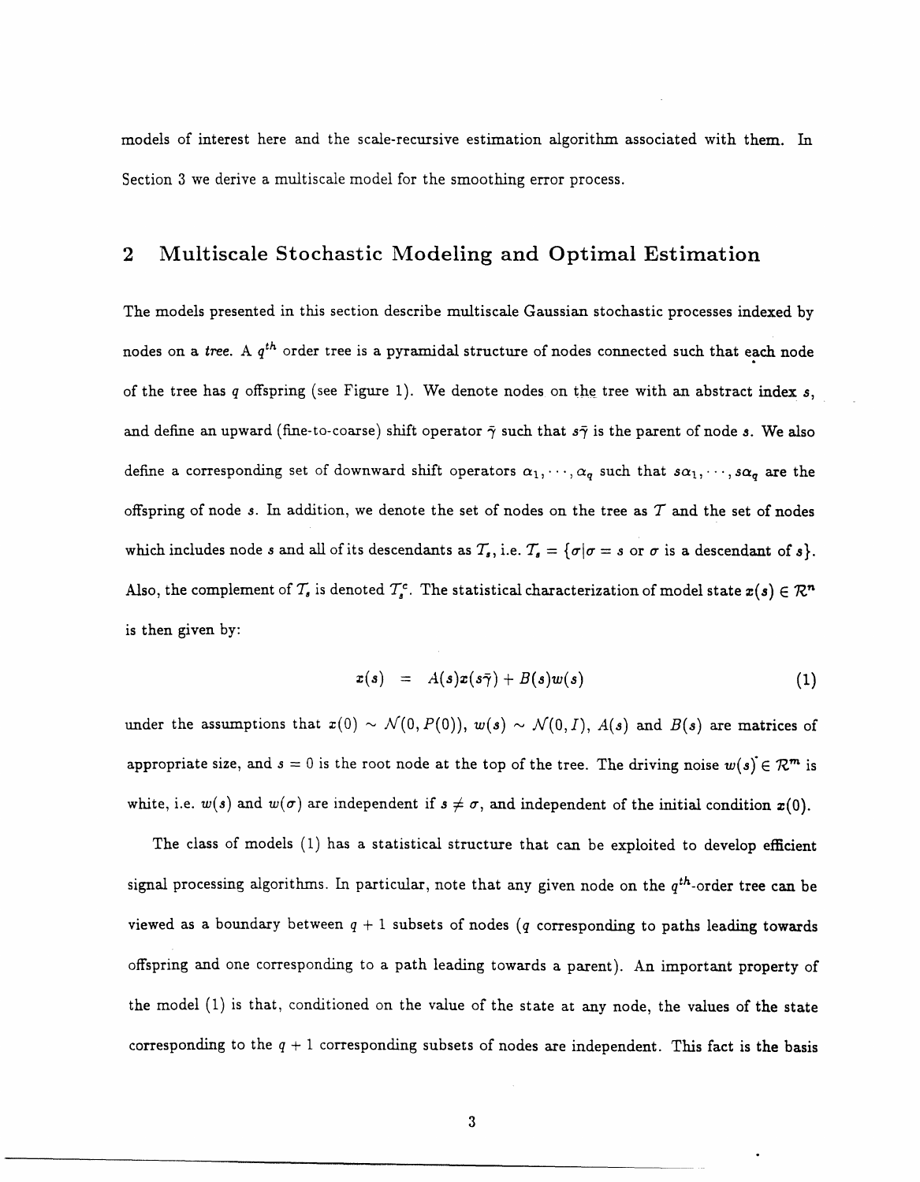models of interest here and the scale-recursive estimation algorithm associated with them. In Section 3 we derive a multiscale model for the smoothing error process.

## 2 Multiscale Stochastic Modeling and Optimal Estimation

The models presented in this section describe multiscale Gaussian stochastic processes indexed by nodes on a *tree*. A $q^{th}$ order tree is a pyramidal structure of nodes connected such that each node of the tree has $q$ offspring (see Figure 1). We denote nodes on the tree with an abstract index $s$, and define an upward (fine-to-coarse) shift operator $\bar{\gamma}$ such that $s\bar{\gamma}$ is the parent of node $s$. We also define a corresponding set of downward shift operators $\alpha_1, \cdots, \alpha_q$ such that $s\alpha_1, \cdots, s\alpha_q$ are the offspring of node $s$. In addition, we denote the set of nodes on the tree as $\mathcal{T}$ and the set of nodes which includes node $s$ and all of its descendants as $\mathcal{T}_s$, i.e. $\mathcal{T}_s = \{\sigma | \sigma = s \text{ or } \sigma \text{ is a descendant of } s\}$. Also, the complement of $\mathcal{T}_s$ is denoted $\mathcal{T}_s^c$. The statistical characterization of model state $x(s) \in \mathcal{R}^n$ is then given by:

$$x(s) = A(s)x(s\bar{\gamma}) + B(s)w(s) \tag{1}$$

under the assumptions that $x(0) \sim \mathcal{N}(0, P(0))$, $w(s) \sim \mathcal{N}(0, I)$, $A(s)$ and $B(s)$ are matrices of appropriate size, and $s = 0$ is the root node at the top of the tree. The driving noise $w(s) \in \mathcal{R}^m$ is white, i.e. $w(s)$ and $w(\sigma)$ are independent if $s \neq \sigma$, and independent of the initial condition $x(0)$.

The class of models (1) has a statistical structure that can be exploited to develop efficient signal processing algorithms. In particular, note that any given node on the $q^{th}$-order tree can be viewed as a boundary between $q + 1$ subsets of nodes ($q$ corresponding to paths leading towards offspring and one corresponding to a path leading towards a parent). An important property of the model (1) is that, conditioned on the value of the state at any node, the values of the state corresponding to the $q + 1$ corresponding subsets of nodes are independent. This fact is the basis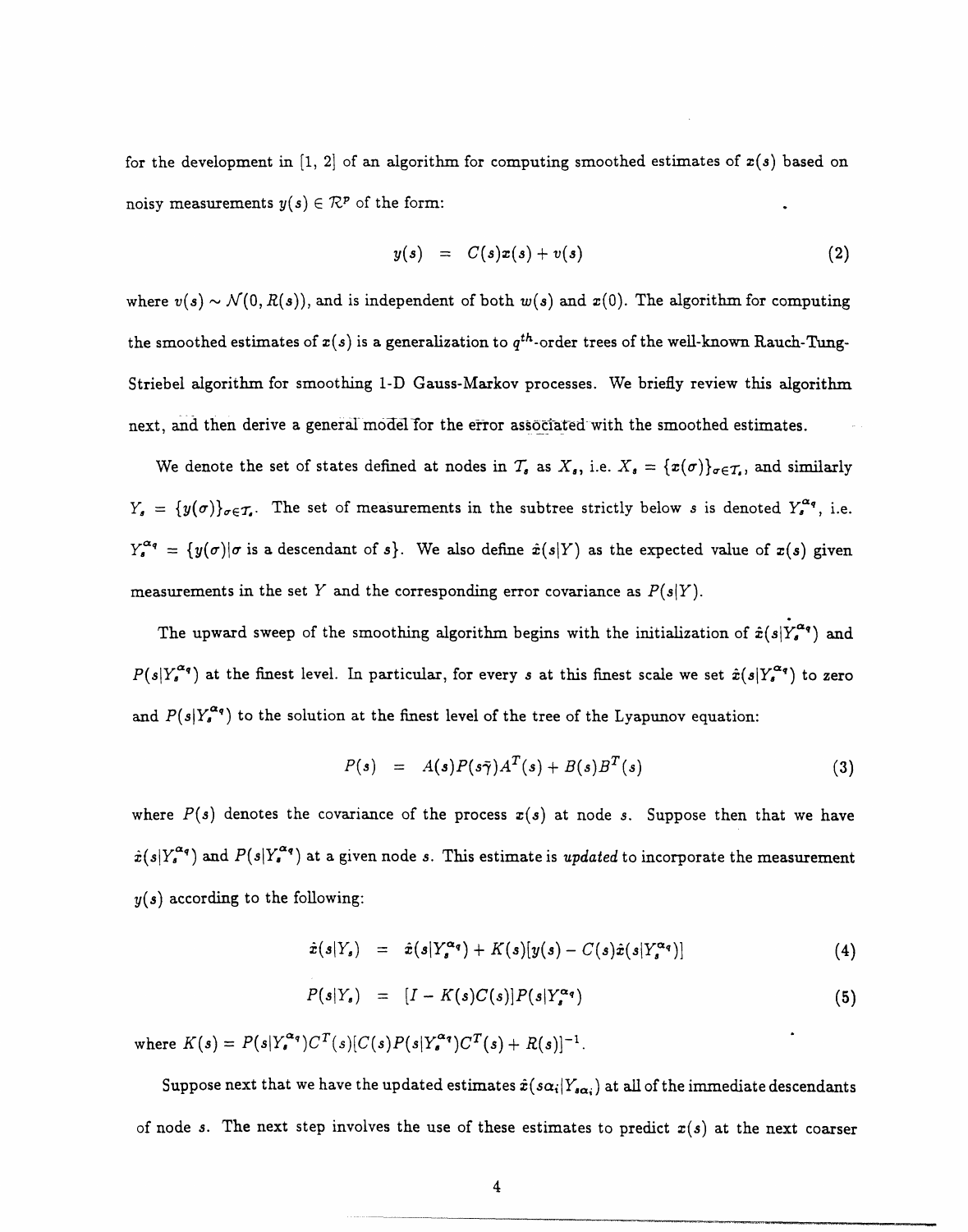for the development in [1, 2] of an algorithm for computing smoothed estimates of $x(s)$ based on noisy measurements $y(s) \in \mathcal{R}^p$ of the form:

$$y(s) = C(s)x(s) + v(s) \tag{2}$$

where $v(s) \sim \mathcal{N}(0, R(s))$, and is independent of both $w(s)$ and $x(0)$. The algorithm for computing the smoothed estimates of $x(s)$ is a generalization to $q^{th}$-order trees of the well-known Rauch-Tung-Striebel algorithm for smoothing 1-D Gauss-Markov processes. We briefly review this algorithm next, and then derive a general model for the error associated with the smoothed estimates.

We denote the set of states defined at nodes in $\mathcal{T}_s$ as $X_s$, i.e. $X_s = \{x(\sigma)\}_{\sigma \in \mathcal{T}_s}$, and similarly $Y_s = \{y(\sigma)\}_{\sigma \in \mathcal{T}_s}$. The set of measurements in the subtree strictly below $s$ is denoted $Y_s^{\alpha_q}$, i.e. $Y_s^{\alpha_q} = \{y(\sigma) | \sigma \text{ is a descendant of } s\}$. We also define $\hat{x}(s|Y)$ as the expected value of $x(s)$ given measurements in the set $Y$ and the corresponding error covariance as $P(s|Y)$.

The upward sweep of the smoothing algorithm begins with the initialization of $\hat{x}(s|Y_s^{\alpha_q})$ and $P(s|Y_s^{\alpha_q})$ at the finest level. In particular, for every $s$ at this finest scale we set $\hat{x}(s|Y_s^{\alpha_q})$ to zero and $P(s|Y_s^{\alpha_q})$ to the solution at the finest level of the tree of the Lyapunov equation:

$$P(s) = A(s)P(s\bar{\gamma})A^T(s) + B(s)B^T(s) \tag{3}$$

where $P(s)$ denotes the covariance of the process $x(s)$ at node $s$. Suppose then that we have $\hat{x}(s|Y_s^{\alpha_q})$ and $P(s|Y_s^{\alpha_q})$ at a given node $s$. This estimate is *updated* to incorporate the measurement $y(s)$ according to the following:

$$\hat{x}(s|Y_s) = \hat{x}(s|Y_s^{\alpha_q}) + K(s)[y(s) - C(s)\hat{x}(s|Y_s^{\alpha_q})] \tag{4}$$

$$P(s|Y_s) = [I - K(s)C(s)]P(s|Y_s^{\alpha_q}) \tag{5}$$

where $K(s) = P(s|Y_s^{\alpha_q})C^T(s)[C(s)P(s|Y_s^{\alpha_q})C^T(s) + R(s)]^{-1}$.

Suppose next that we have the updated estimates $\hat{x}(s\alpha_i|Y_{s\alpha_i})$ at all of the immediate descendants of node $s$. The next step involves the use of these estimates to predict $x(s)$ at the next coarser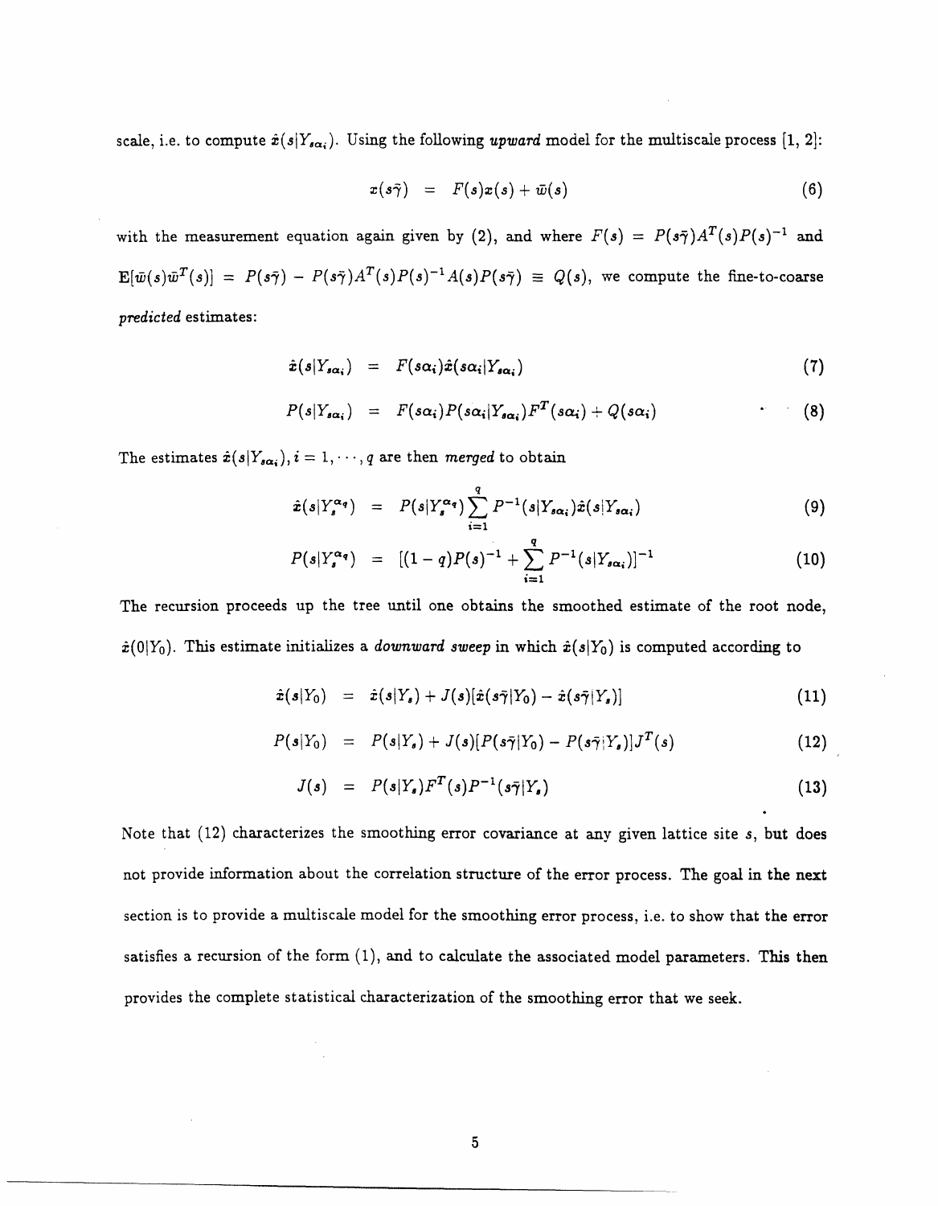scale, i.e. to compute $\hat{x}(s|Y_{s\alpha_i})$. Using the following *upward* model for the multiscale process [1, 2]:

$$x(s\bar{\gamma}) = F(s)x(s) + \bar{w}(s) \tag{6}$$

with the measurement equation again given by (2), and where $F(s) = P(s\bar{\gamma})A^T(s)P(s)^{-1}$ and $\mathrm{E}[\bar{w}(s)\bar{w}^T(s)] = P(s\bar{\gamma}) - P(s\bar{\gamma})A^T(s)P(s)^{-1}A(s)P(s\bar{\gamma}) \equiv Q(s)$, we compute the fine-to-coarse *predicted* estimates:

$$\hat{x}(s|Y_{s\alpha_i}) = F(s\alpha_i)\hat{x}(s\alpha_i|Y_{s\alpha_i}) \tag{7}$$

$$P(s|Y_{s\alpha_i}) = F(s\alpha_i)P(s\alpha_i|Y_{s\alpha_i})F^T(s\alpha_i) + Q(s\alpha_i) \tag{8}$$

The estimates $\hat{x}(s|Y_{s\alpha_i}), i = 1, \cdots, q$ are then *merged* to obtain

$$\hat{x}(s|Y_s^{\alpha_q}) = P(s|Y_s^{\alpha_q})\sum_{i=1}^{q} P^{-1}(s|Y_{s\alpha_i})\hat{x}(s|Y_{s\alpha_i}) \tag{9}$$

$$P(s|Y_s^{\alpha_q}) = [(1-q)P(s)^{-1} + \sum_{i=1}^{q} P^{-1}(s|Y_{s\alpha_i})]^{-1} \tag{10}$$

The recursion proceeds up the tree until one obtains the smoothed estimate of the root node, $\hat{x}(0|Y_0)$. This estimate initializes a *downward sweep* in which $\hat{x}(s|Y_0)$ is computed according to

$$\hat{x}(s|Y_0) = \hat{x}(s|Y_s) + J(s)[\hat{x}(s\bar{\gamma}|Y_0) - \hat{x}(s\bar{\gamma}|Y_s)] \tag{11}$$

$$P(s|Y_0) = P(s|Y_s) + J(s)[P(s\bar{\gamma}|Y_0) - P(s\bar{\gamma}|Y_s)]J^T(s) \tag{12}$$

$$J(s) = P(s|Y_s)F^T(s)P^{-1}(s\bar{\gamma}|Y_s) \tag{13}$$

Note that (12) characterizes the smoothing error covariance at any given lattice site $s$, but does not provide information about the correlation structure of the error process. The goal in the next section is to provide a multiscale model for the smoothing error process, i.e. to show that the error satisfies a recursion of the form (1), and to calculate the associated model parameters. This then provides the complete statistical characterization of the smoothing error that we seek.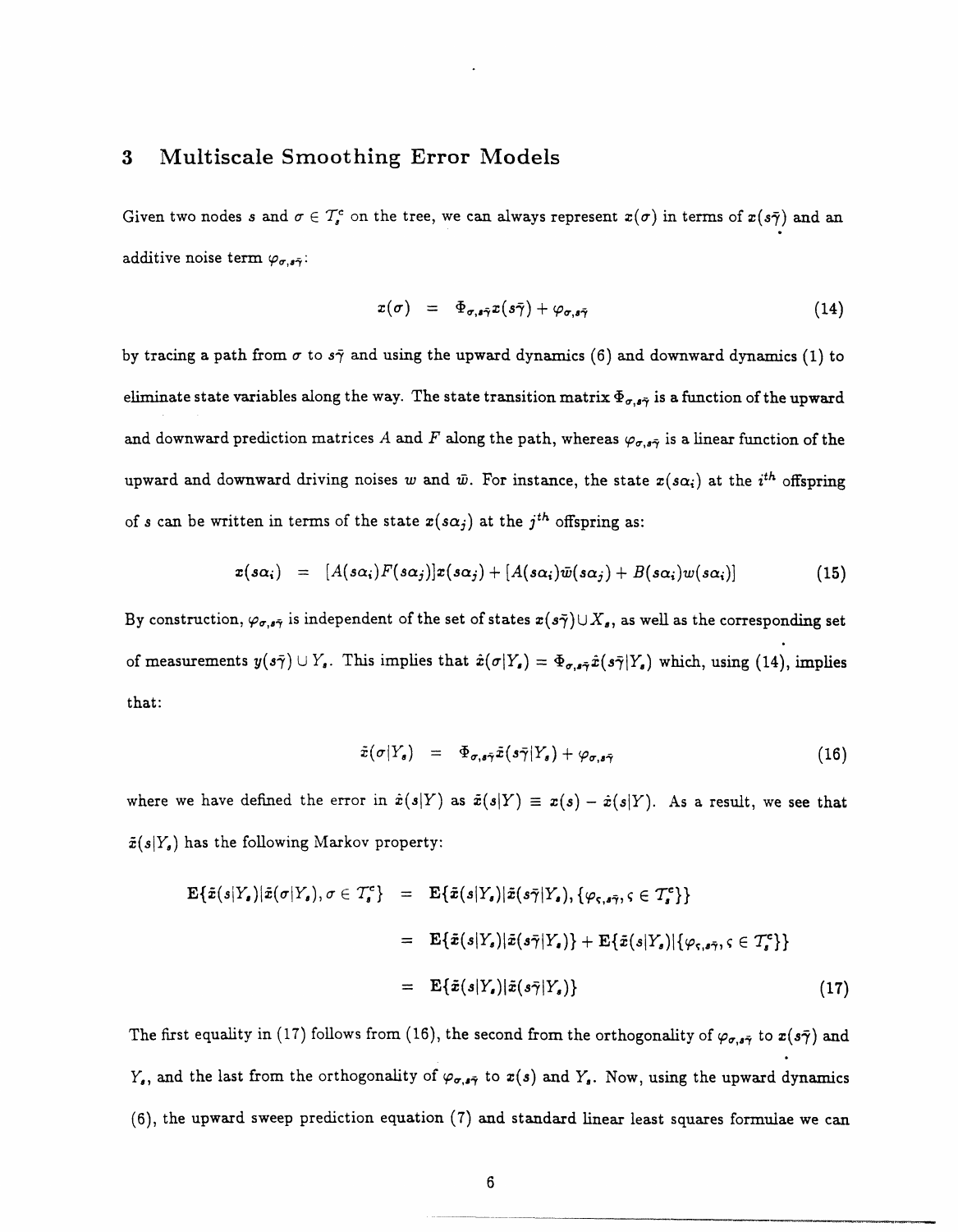## 3 Multiscale Smoothing Error Models

Given two nodes $s$ and $\sigma \in \mathcal{T}_s^c$ on the tree, we can always represent $x(\sigma)$ in terms of $x(s\bar{\gamma})$ and an additive noise term $\varphi_{\sigma,s\bar{\gamma}}$:

$$x(\sigma) = \Phi_{\sigma,s\bar{\gamma}} x(s\bar{\gamma}) + \varphi_{\sigma,s\bar{\gamma}} \tag{14}$$

by tracing a path from $\sigma$ to $s\bar{\gamma}$ and using the upward dynamics (6) and downward dynamics (1) to eliminate state variables along the way. The state transition matrix $\Phi_{\sigma,s\bar{\gamma}}$ is a function of the upward and downward prediction matrices $A$ and $F$ along the path, whereas $\varphi_{\sigma,s\bar{\gamma}}$ is a linear function of the upward and downward driving noises $w$ and $\bar{w}$. For instance, the state $x(s\alpha_i)$ at the $i^{th}$ offspring of $s$ can be written in terms of the state $x(s\alpha_j)$ at the $j^{th}$ offspring as:

$$x(s\alpha_i) = [A(s\alpha_i)F(s\alpha_j)]x(s\alpha_j) + [A(s\alpha_i)\bar{w}(s\alpha_j) + B(s\alpha_i)w(s\alpha_i)] \tag{15}$$

By construction, $\varphi_{\sigma,s\bar{\gamma}}$ is independent of the set of states $x(s\bar{\gamma}) \cup X_s$, as well as the corresponding set of measurements $y(s\bar{\gamma}) \cup Y_s$. This implies that $\hat{x}(\sigma|Y_s) = \Phi_{\sigma,s\bar{\gamma}} \hat{x}(s\bar{\gamma}|Y_s)$ which, using (14), implies that:

$$\tilde{x}(\sigma|Y_s) = \Phi_{\sigma,s\bar{\gamma}} \tilde{x}(s\bar{\gamma}|Y_s) + \varphi_{\sigma,s\bar{\gamma}} \tag{16}$$

where we have defined the error in $\hat{x}(s|Y)$ as $\tilde{x}(s|Y) \equiv x(s) - \hat{x}(s|Y)$. As a result, we see that $\tilde{x}(s|Y_s)$ has the following Markov property:

$$\begin{aligned}
\mathbf{E}\{\tilde{x}(s|Y_s)|\tilde{x}(\sigma|Y_s), \sigma \in \mathcal{T}_s^c\} &= \mathbf{E}\{\tilde{x}(s|Y_s)|\tilde{x}(s\bar{\gamma}|Y_s), \{\varphi_{\varsigma,s\bar{\gamma}}, \varsigma \in \mathcal{T}_s^c\}\} \\
&= \mathbf{E}\{\tilde{x}(s|Y_s)|\tilde{x}(s\bar{\gamma}|Y_s)\} + \mathbf{E}\{\tilde{x}(s|Y_s)|\{\varphi_{\varsigma,s\bar{\gamma}}, \varsigma \in \mathcal{T}_s^c\}\} \\
&= \mathbf{E}\{\tilde{x}(s|Y_s)|\tilde{x}(s\bar{\gamma}|Y_s)\}
\end{aligned} \tag{17}$$

The first equality in (17) follows from (16), the second from the orthogonality of $\varphi_{\sigma,s\bar{\gamma}}$ to $x(s\bar{\gamma})$ and $Y_s$, and the last from the orthogonality of $\varphi_{\sigma,s\bar{\gamma}}$ to $x(s)$ and $Y_s$. Now, using the upward dynamics (6), the upward sweep prediction equation (7) and standard linear least squares formulae we can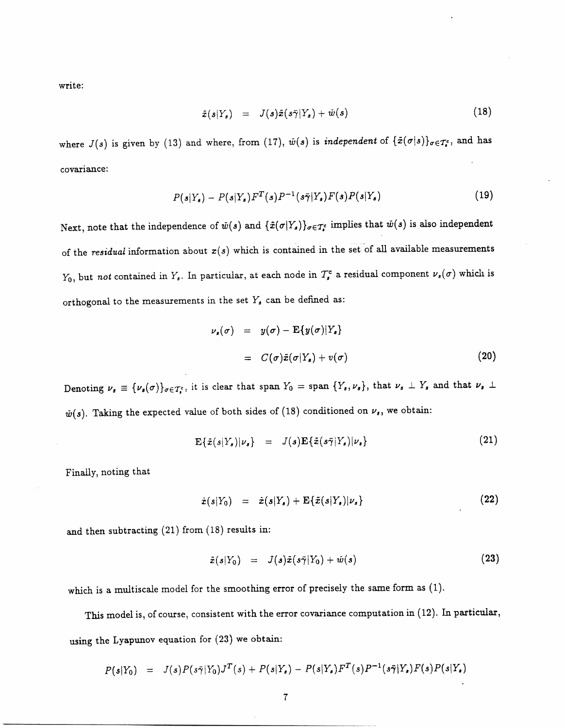write:

$$\tilde{x}(s|Y_s) = J(s)\tilde{x}(s\bar{\gamma}|Y_s) + \tilde{w}(s) \tag{18}$$

where $J(s)$ is given by (13) and where, from (17), $\tilde{w}(s)$ is *independent* of $\{\tilde{x}(\sigma|s)\}_{\sigma \in \mathcal{T}_s^c}$, and has covariance:

$$P(s|Y_s) - P(s|Y_s)F^T(s)P^{-1}(s\bar{\gamma}|Y_s)F(s)P(s|Y_s) \tag{19}$$

Next, note that the independence of $\tilde{w}(s)$ and $\{\tilde{x}(\sigma|Y_s)\}_{\sigma \in \mathcal{T}_s^c}$ implies that $\tilde{w}(s)$ is also independent of the *residual* information about $x(s)$ which is contained in the set of all available measurements $Y_0$, but *not* contained in $Y_s$. In particular, at each node in $\mathcal{T}_s^c$ a residual component $\nu_s(\sigma)$ which is orthogonal to the measurements in the set $Y_s$ can be defined as:

$$\begin{aligned} \nu_s(\sigma) &= y(\sigma) - \mathrm{E}\{y(\sigma)|Y_s\} \\ &= C(\sigma)\tilde{x}(\sigma|Y_s) + v(\sigma) \end{aligned} \tag{20}$$

Denoting $\nu_s \equiv \{\nu_s(\sigma)\}_{\sigma \in \mathcal{T}_s^c}$, it is clear that span $Y_0 =$ span $\{Y_s, \nu_s\}$, that $\nu_s \perp Y_s$ and that $\nu_s \perp \tilde{w}(s)$. Taking the expected value of both sides of (18) conditioned on $\nu_s$, we obtain:

$$\mathrm{E}\{\tilde{x}(s|Y_s)|\nu_s\} = J(s)\mathrm{E}\{\tilde{x}(s\bar{\gamma}|Y_s)|\nu_s\} \tag{21}$$

Finally, noting that

$$\hat{x}(s|Y_0) = \hat{x}(s|Y_s) + \mathrm{E}\{\tilde{x}(s|Y_s)|\nu_s\} \tag{22}$$

and then subtracting (21) from (18) results in:

$$\tilde{x}(s|Y_0) = J(s)\tilde{x}(s\bar{\gamma}|Y_0) + \tilde{w}(s) \tag{23}$$

which is a multiscale model for the smoothing error of precisely the same form as (1).

This model is, of course, consistent with the error covariance computation in (12). In particular, using the Lyapunov equation for (23) we obtain:

$$P(s|Y_0) = J(s)P(s\bar{\gamma}|Y_0)J^T(s) + P(s|Y_s) - P(s|Y_s)F^T(s)P^{-1}(s\bar{\gamma}|Y_s)F(s)P(s|Y_s)$$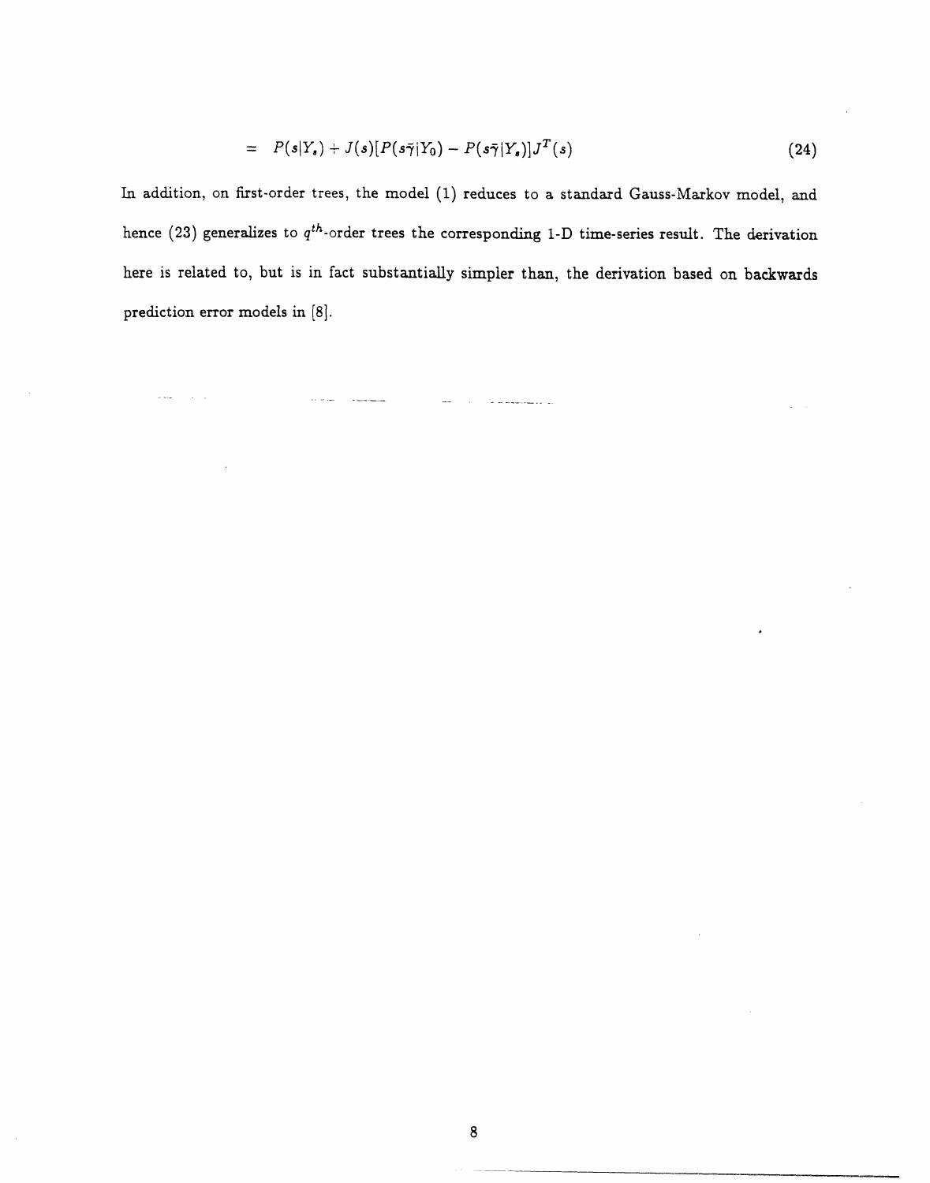$$= \quad P(s|Y_s) + J(s)[P(s\bar{\gamma}|Y_0) - P(s\bar{\gamma}|Y_s)]J^T(s) \tag{24}$$

In addition, on first-order trees, the model (1) reduces to a standard Gauss-Markov model, and hence (23) generalizes to $q^{th}$-order trees the corresponding 1-D time-series result. The derivation here is related to, but is in fact substantially simpler than, the derivation based on backwards prediction error models in [8].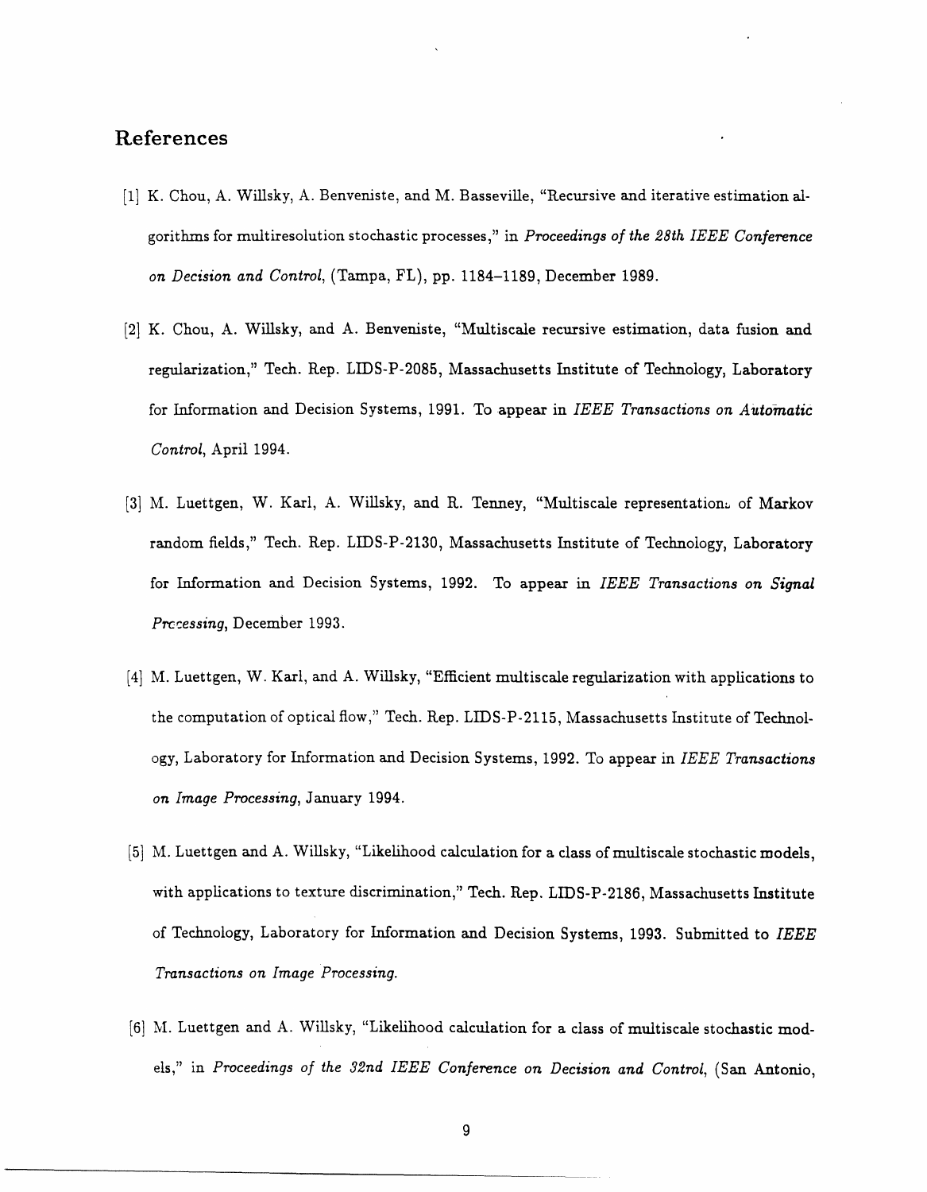## References

[1] K. Chou, A. Willsky, A. Benveniste, and M. Basseville, "Recursive and iterative estimation algorithms for multiresolution stochastic processes," in *Proceedings of the 28th IEEE Conference on Decision and Control*, (Tampa, FL), pp. 1184–1189, December 1989.

[2] K. Chou, A. Willsky, and A. Benveniste, "Multiscale recursive estimation, data fusion and regularization," Tech. Rep. LIDS-P-2085, Massachusetts Institute of Technology, Laboratory for Information and Decision Systems, 1991. To appear in *IEEE Transactions on Automatic Control*, April 1994.

[3] M. Luettgen, W. Karl, A. Willsky, and R. Tenney, "Multiscale representations of Markov random fields," Tech. Rep. LIDS-P-2130, Massachusetts Institute of Technology, Laboratory for Information and Decision Systems, 1992. To appear in *IEEE Transactions on Signal Processing*, December 1993.

[4] M. Luettgen, W. Karl, and A. Willsky, "Efficient multiscale regularization with applications to the computation of optical flow," Tech. Rep. LIDS-P-2115, Massachusetts Institute of Technology, Laboratory for Information and Decision Systems, 1992. To appear in *IEEE Transactions on Image Processing*, January 1994.

[5] M. Luettgen and A. Willsky, "Likelihood calculation for a class of multiscale stochastic models, with applications to texture discrimination," Tech. Rep. LIDS-P-2186, Massachusetts Institute of Technology, Laboratory for Information and Decision Systems, 1993. Submitted to *IEEE Transactions on Image Processing.*

[6] M. Luettgen and A. Willsky, "Likelihood calculation for a class of multiscale stochastic models," in *Proceedings of the 32nd IEEE Conference on Decision and Control*, (San Antonio,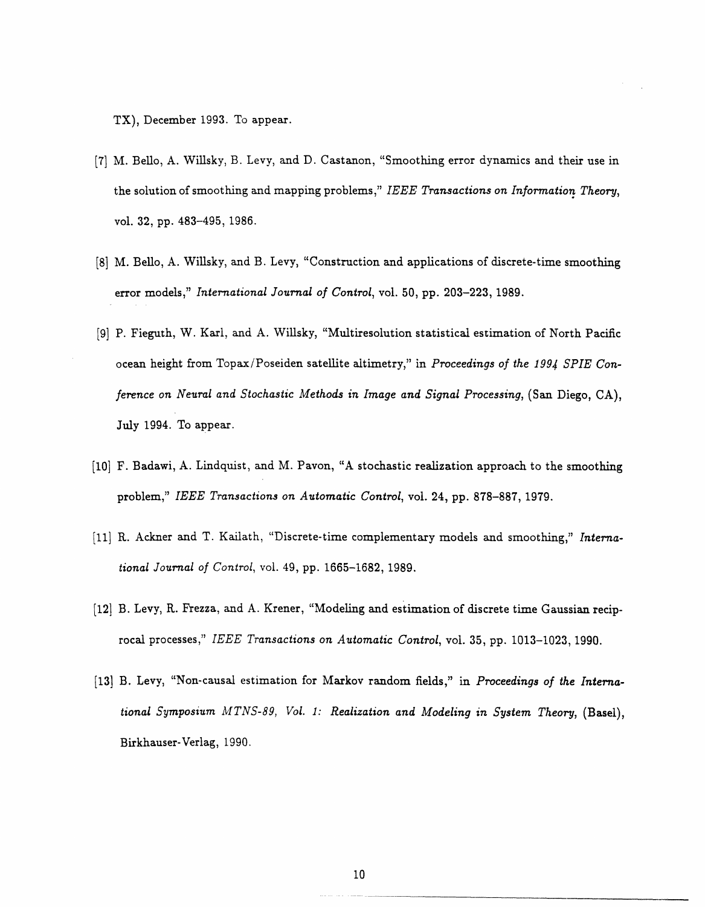TX), December 1993. To appear.

[7] M. Bello, A. Willsky, B. Levy, and D. Castanon, "Smoothing error dynamics and their use in the solution of smoothing and mapping problems," *IEEE Transactions on Information Theory*, vol. 32, pp. 483–495, 1986.

[8] M. Bello, A. Willsky, and B. Levy, "Construction and applications of discrete-time smoothing error models," *International Journal of Control*, vol. 50, pp. 203–223, 1989.

[9] P. Fieguth, W. Karl, and A. Willsky, "Multiresolution statistical estimation of North Pacific ocean height from Topax/Poseiden satellite altimetry," in *Proceedings of the 1994 SPIE Conference on Neural and Stochastic Methods in Image and Signal Processing*, (San Diego, CA), July 1994. To appear.

[10] F. Badawi, A. Lindquist, and M. Pavon, "A stochastic realization approach to the smoothing problem," *IEEE Transactions on Automatic Control*, vol. 24, pp. 878–887, 1979.

[11] R. Ackner and T. Kailath, "Discrete-time complementary models and smoothing," *International Journal of Control*, vol. 49, pp. 1665–1682, 1989.

[12] B. Levy, R. Frezza, and A. Krener, "Modeling and estimation of discrete time Gaussian reciprocal processes," *IEEE Transactions on Automatic Control*, vol. 35, pp. 1013–1023, 1990.

[13] B. Levy, "Non-causal estimation for Markov random fields," in *Proceedings of the International Symposium MTNS-89, Vol. 1: Realization and Modeling in System Theory*, (Basel), Birkhauser-Verlag, 1990.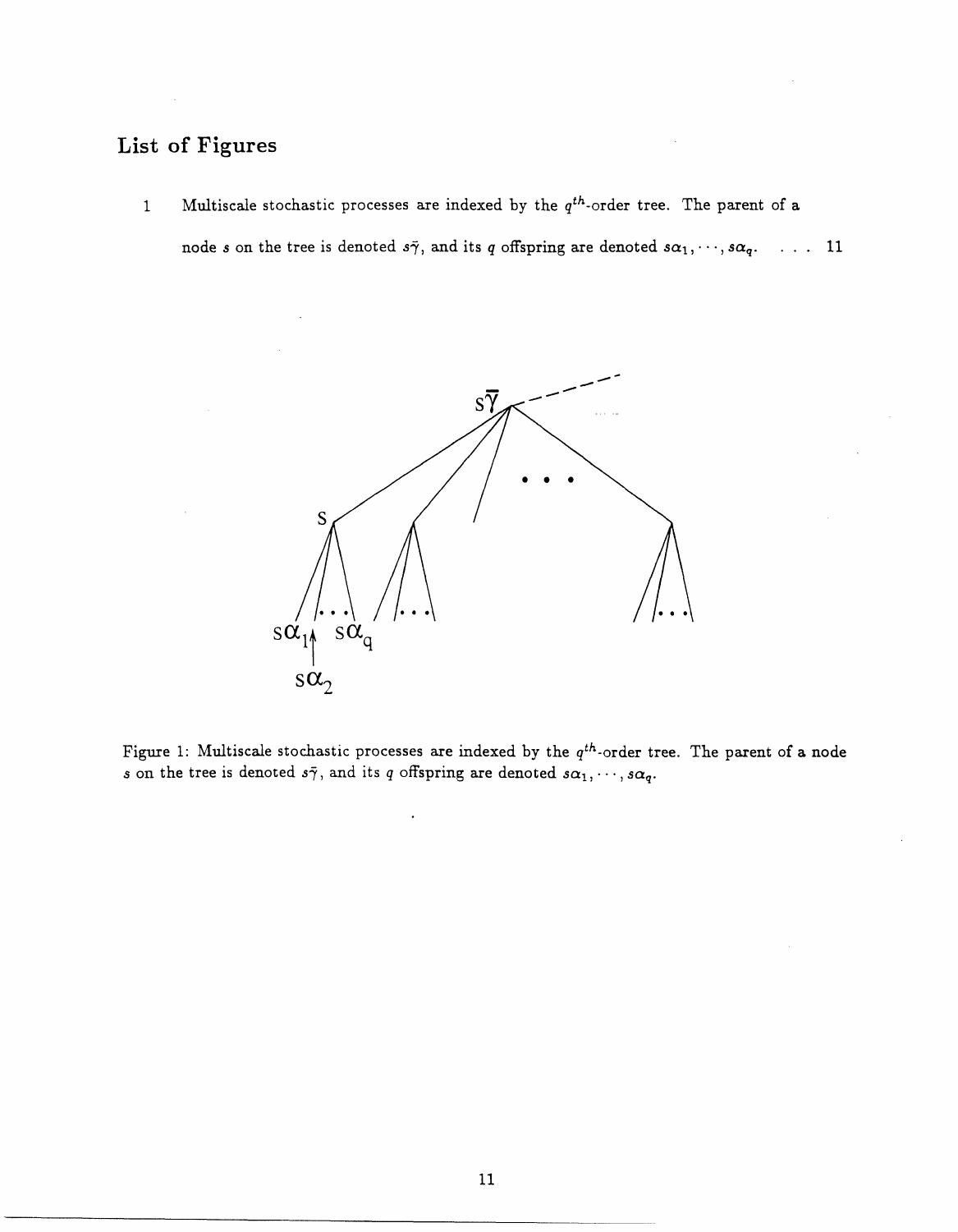## List of Figures

1 Multiscale stochastic processes are indexed by the $q^{th}$-order tree. The parent of a node $s$ on the tree is denoted $s\bar{\gamma}$, and its $q$ offspring are denoted $s\alpha_1, \cdots, s\alpha_q$. . . . 11

$s\bar{\gamma}$

$s$

$s\alpha_1$ $s\alpha_q$

$s\alpha_2$

Figure 1: Multiscale stochastic processes are indexed by the $q^{th}$-order tree. The parent of a node $s$ on the tree is denoted $s\bar{\gamma}$, and its $q$ offspring are denoted $s\alpha_1, \cdots, s\alpha_q$.